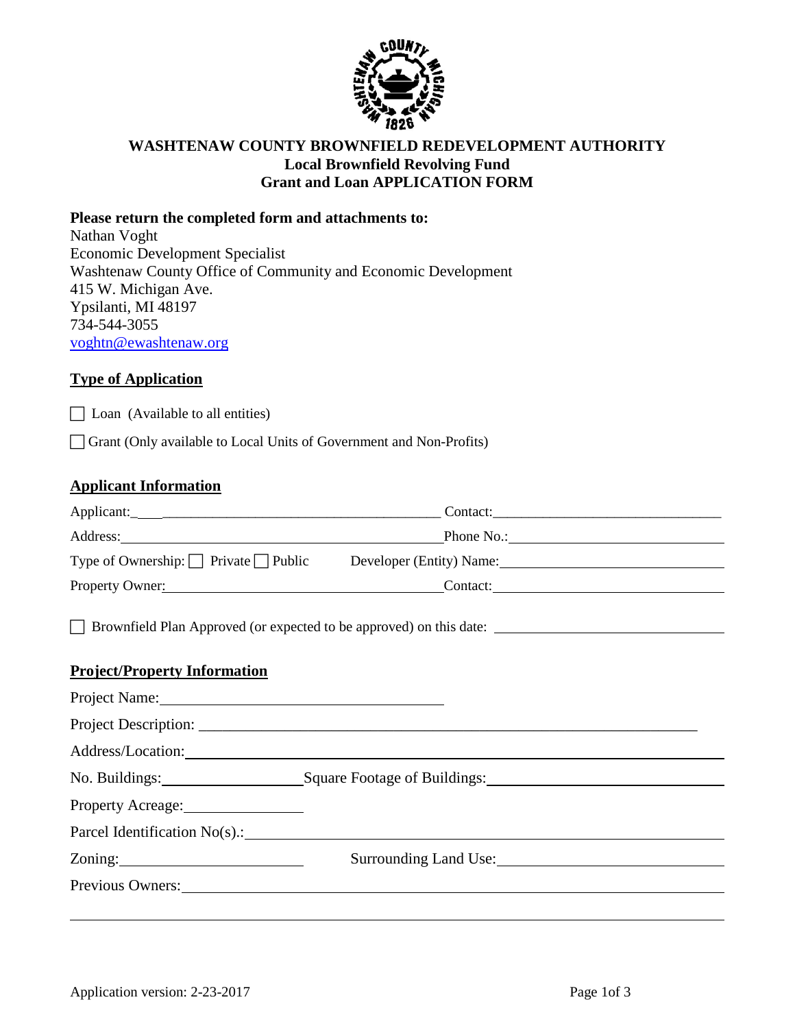**WASHTENAW COUNTY BROWNFIELD REDEVELOPMENT AUTHORITY**
**Local Brownfield Revolving Fund**
**Grant and Loan APPLICATION FORM**

**Please return the completed form and attachments to:**

Nathan Voght
Economic Development Specialist
Washtenaw County Office of Community and Economic Development
415 W. Michigan Ave.
Ypsilanti, MI 48197
734-544-3055
voghtn@ewashtenaw.org

## Type of Application

☐ Loan (Available to all entities)

☐ Grant (Only available to Local Units of Government and Non-Profits)

## Applicant Information

Applicant: ______________________________ Contact: ______________________________

Address: ______________________________ Phone No.: ______________________________

Type of Ownership: ☐ Private ☐ Public Developer (Entity) Name: ______________________________

Property Owner: ______________________________ Contact: ______________________________

☐ Brownfield Plan Approved (or expected to be approved) on this date: ______________________________

## Project/Property Information

Project Name: ______________________________

Project Description: ______________________________

Address/Location: ______________________________

No. Buildings: ______________ Square Footage of Buildings: ______________________________

Property Acreage: ______________

Parcel Identification No(s).: ______________________________

Zoning: ______________ Surrounding Land Use: ______________________________

Previous Owners: ______________________________

______________________________________________________________________

Application version: 2-23-2017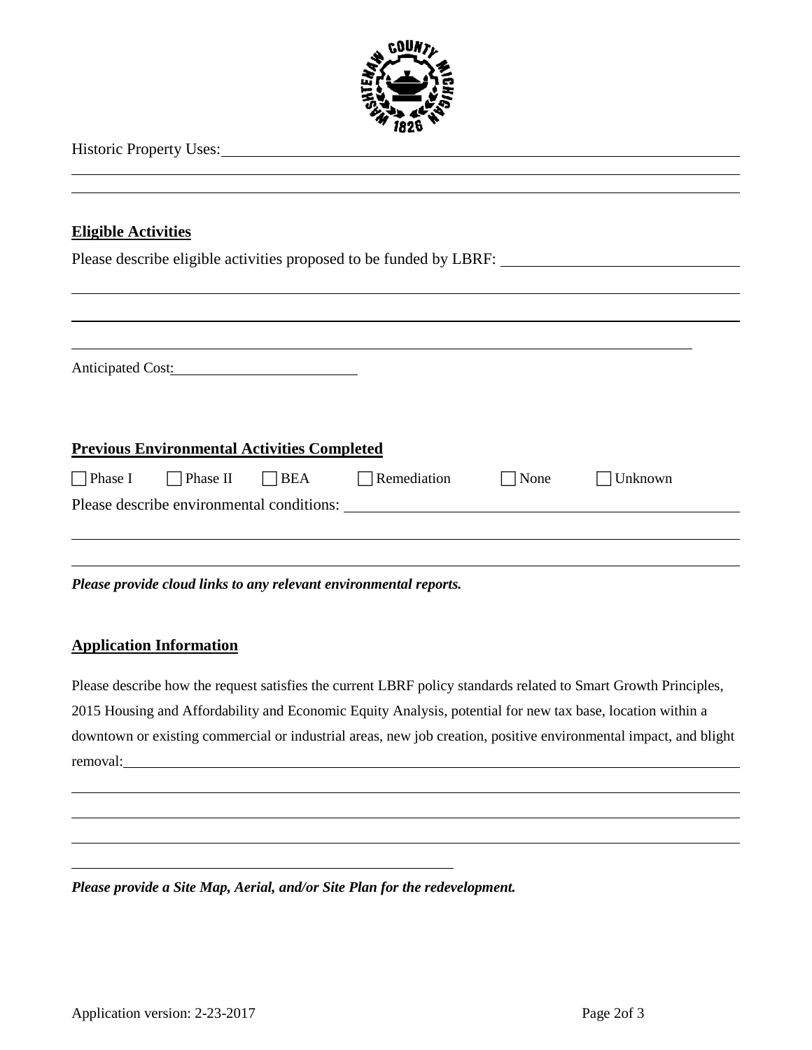Historic Property Uses: ______________________________________________

______________________________________________

______________________________________________

**Eligible Activities**

Please describe eligible activities proposed to be funded by LBRF: ______________________

______________________________________________

______________________________________________

______________________________________________

Anticipated Cost: ______________________

**Previous Environmental Activities Completed**

☐ Phase I ☐ Phase II ☐ BEA ☐ Remediation ☐ None ☐ Unknown

Please describe environmental conditions: ______________________________________________

______________________________________________

______________________________________________

***Please provide cloud links to any relevant environmental reports.***

**Application Information**

Please describe how the request satisfies the current LBRF policy standards related to Smart Growth Principles, 2015 Housing and Affordability and Economic Equity Analysis, potential for new tax base, location within a downtown or existing commercial or industrial areas, new job creation, positive environmental impact, and blight removal: ______________________________________________

______________________________________________

______________________________________________

______________________________________________

______________________________________________

***Please provide a Site Map, Aerial, and/or Site Plan for the redevelopment.***

Application version: 2-23-2017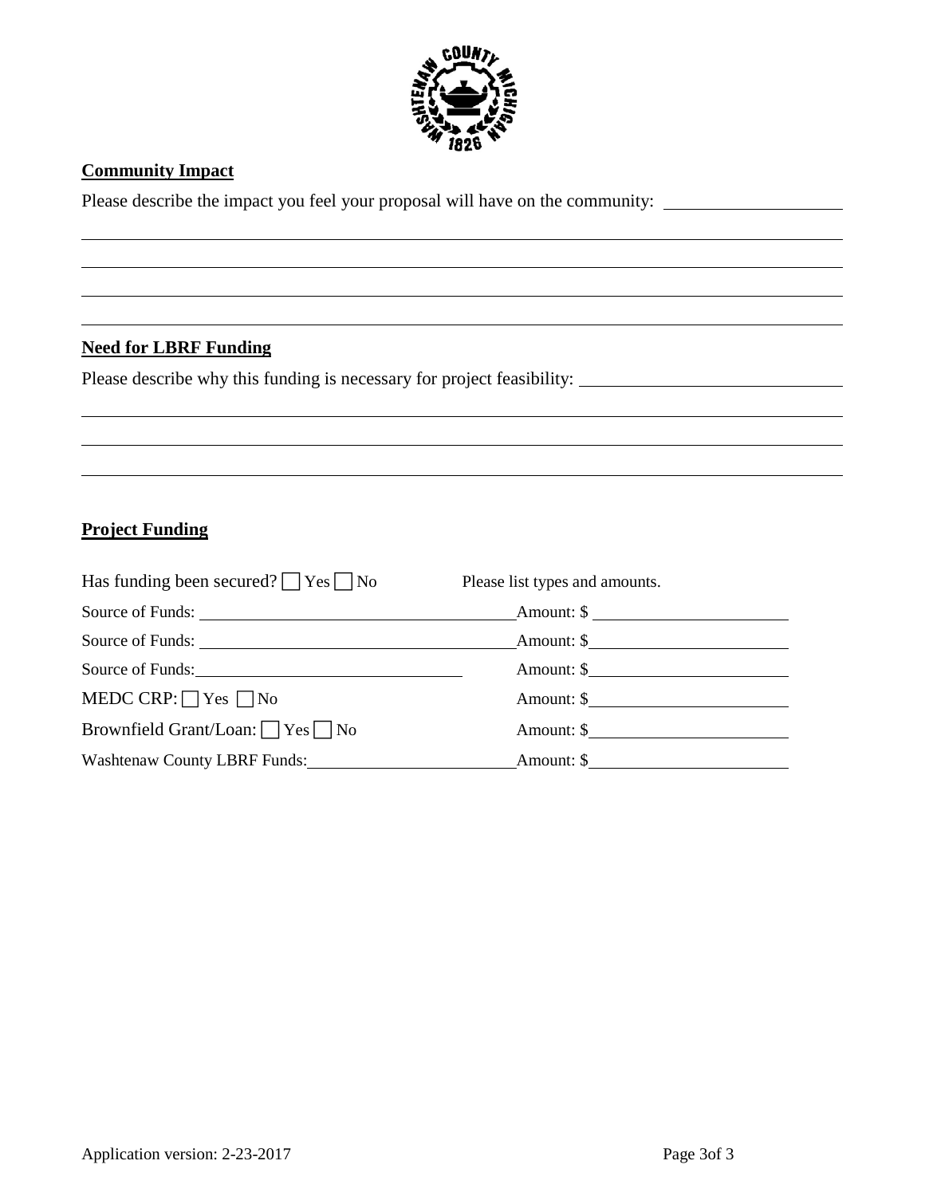## Community Impact

Please describe the impact you feel your proposal will have on the community: \_\_\_\_\_\_\_\_\_\_\_\_\_\_\_\_\_\_\_\_

## Need for LBRF Funding

Please describe why this funding is necessary for project feasibility: \_\_\_\_\_\_\_\_\_\_\_\_\_\_\_\_\_\_\_\_

## Project Funding

Has funding been secured? ☐ Yes ☐ No     Please list types and amounts.

Source of Funds: \_\_\_\_\_\_\_\_\_\_\_\_\_\_\_\_\_\_\_\_ Amount: $ \_\_\_\_\_\_\_\_\_\_\_\_\_\_\_\_\_\_\_\_

Source of Funds: \_\_\_\_\_\_\_\_\_\_\_\_\_\_\_\_\_\_\_\_ Amount: $ \_\_\_\_\_\_\_\_\_\_\_\_\_\_\_\_\_\_\_\_

Source of Funds: \_\_\_\_\_\_\_\_\_\_\_\_\_\_\_\_\_\_\_\_ Amount: $ \_\_\_\_\_\_\_\_\_\_\_\_\_\_\_\_\_\_\_\_

MEDC CRP: ☐ Yes ☐ No     Amount: $ \_\_\_\_\_\_\_\_\_\_\_\_\_\_\_\_\_\_\_\_

Brownfield Grant/Loan: ☐ Yes ☐ No     Amount: $ \_\_\_\_\_\_\_\_\_\_\_\_\_\_\_\_\_\_\_\_

Washtenaw County LBRF Funds: \_\_\_\_\_\_\_\_\_\_\_\_\_\_\_\_\_\_\_\_ Amount: $ \_\_\_\_\_\_\_\_\_\_\_\_\_\_\_\_\_\_\_\_

Application version: 2-23-2017